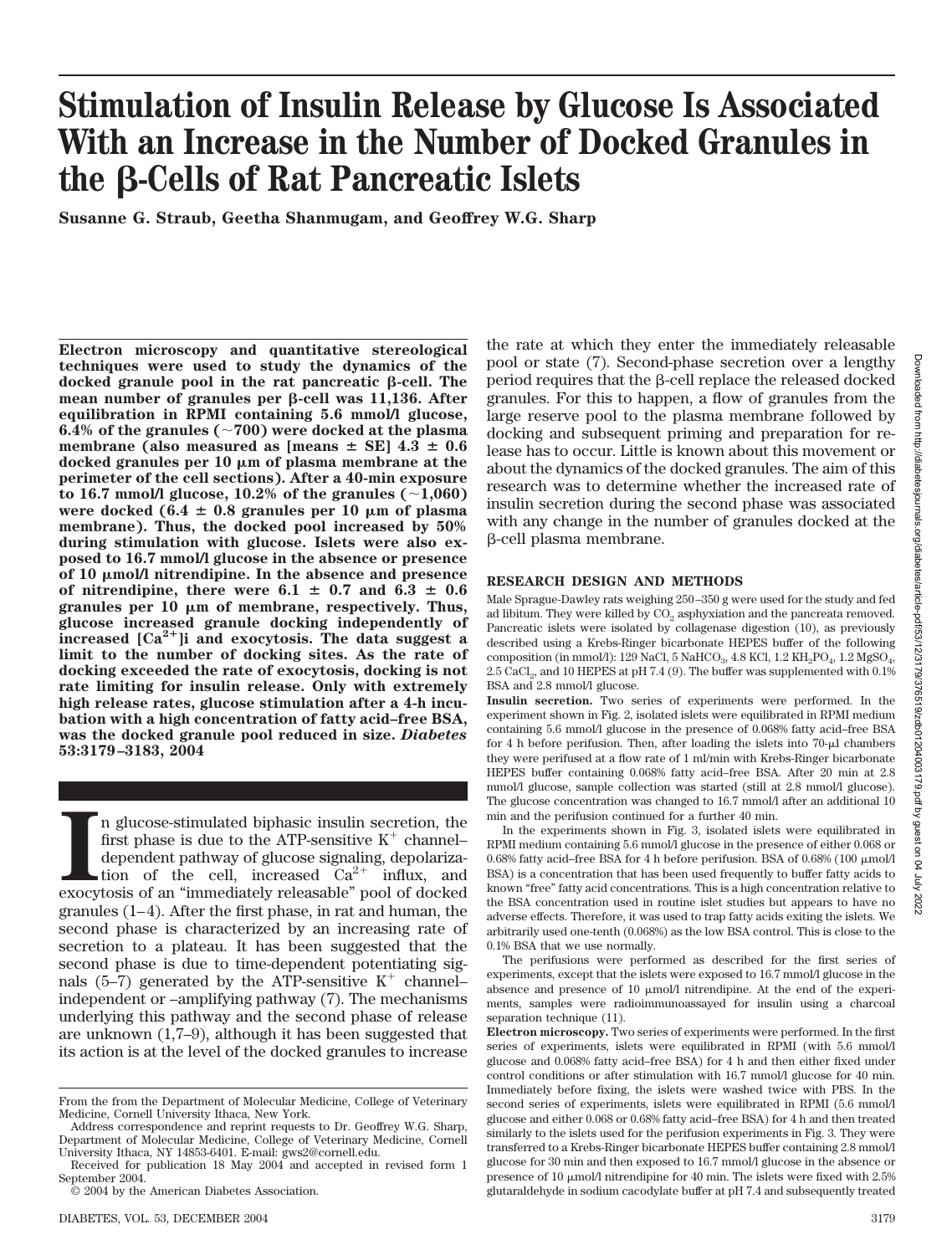# Stimulation of Insulin Release by Glucose Is Associated With an Increase in the Number of Docked Granules in the β-Cells of Rat Pancreatic Islets

**Susanne G. Straub, Geetha Shanmugam, and Geoffrey W.G. Sharp**

**Electron microscopy and quantitative stereological techniques were used to study the dynamics of the docked granule pool in the rat pancreatic β-cell. The mean number of granules per β-cell was 11,136. After equilibration in RPMI containing 5.6 mmol/l glucose, 6.4% of the granules (~700) were docked at the plasma membrane (also measured as [means ± SE] 4.3 ± 0.6 docked granules per 10 μm of plasma membrane at the perimeter of the cell sections). After a 40-min exposure to 16.7 mmol/l glucose, 10.2% of the granules (~1,060) were docked (6.4 ± 0.8 granules per 10 μm of plasma membrane). Thus, the docked pool increased by 50% during stimulation with glucose. Islets were also exposed to 16.7 mmol/l glucose in the absence or presence of 10 μmol/l nitrendipine. In the absence and presence of nitrendipine, there were 6.1 ± 0.7 and 6.3 ± 0.6 granules per 10 μm of membrane, respectively. Thus, glucose increased granule docking independently of increased $[Ca^{2+}]i$ and exocytosis. The data suggest a limit to the number of docking sites. As the rate of docking exceeded the rate of exocytosis, docking is not rate limiting for insulin release. Only with extremely high release rates, glucose stimulation after a 4-h incubation with a high concentration of fatty acid–free BSA, was the docked granule pool reduced in size.** ***Diabetes* 53:3179–3183, 2004**

In glucose-stimulated biphasic insulin secretion, the first phase is due to the ATP-sensitive $K^+$ channel–dependent pathway of glucose signaling, depolarization of the cell, increased $Ca^{2+}$ influx, and exocytosis of an "immediately releasable" pool of docked granules (1–4). After the first phase, in rat and human, the second phase is characterized by an increasing rate of secretion to a plateau. It has been suggested that the second phase is due to time-dependent potentiating signals (5–7) generated by the ATP-sensitive $K^+$ channel–independent or –amplifying pathway (7). The mechanisms underlying this pathway and the second phase of release are unknown (1,7–9), although it has been suggested that its action is at the level of the docked granules to increase the rate at which they enter the immediately releasable pool or state (7). Second-phase secretion over a lengthy period requires that the β-cell replace the released docked granules. For this to happen, a flow of granules from the large reserve pool to the plasma membrane followed by docking and subsequent priming and preparation for release has to occur. Little is known about this movement or about the dynamics of the docked granules. The aim of this research was to determine whether the increased rate of insulin secretion during the second phase was associated with any change in the number of granules docked at the β-cell plasma membrane.

From the from the Department of Molecular Medicine, College of Veterinary Medicine, Cornell University Ithaca, New York.

Address correspondence and reprint requests to Dr. Geoffrey W.G. Sharp, Department of Molecular Medicine, College of Veterinary Medicine, Cornell University Ithaca, NY 14853-6401. E-mail: gws2@cornell.edu.

Received for publication 18 May 2004 and accepted in revised form 1 September 2004.

© 2004 by the American Diabetes Association.

## RESEARCH DESIGN AND METHODS

Male Sprague-Dawley rats weighing 250–350 g were used for the study and fed ad libitum. They were killed by $CO_2$ asphyxiation and the pancreata removed. Pancreatic islets were isolated by collagenase digestion (10), as previously described using a Krebs-Ringer bicarbonate HEPES buffer of the following composition (in mmol/l): 129 NaCl, 5 $NaHCO_3$, 4.8 KCl, 1.2 $KH_2PO_4$, 1.2 $MgSO_4$, 2.5 $CaCl_2$, and 10 HEPES at pH 7.4 (9). The buffer was supplemented with 0.1% BSA and 2.8 mmol/l glucose.

**Insulin secretion.** Two series of experiments were performed. In the experiment shown in Fig. 2, isolated islets were equilibrated in RPMI medium containing 5.6 mmol/l glucose in the presence of 0.068% fatty acid–free BSA for 4 h before perifusion. Then, after loading the islets into 70-μl chambers they were perifused at a flow rate of 1 ml/min with Krebs-Ringer bicarbonate HEPES buffer containing 0.068% fatty acid–free BSA. After 20 min at 2.8 mmol/l glucose, sample collection was started (still at 2.8 mmol/l glucose). The glucose concentration was changed to 16.7 mmol/l after an additional 10 min and the perifusion continued for a further 40 min.

In the experiments shown in Fig. 3, isolated islets were equilibrated in RPMI medium containing 5.6 mmol/l glucose in the presence of either 0.068 or 0.68% fatty acid–free BSA for 4 h before perifusion. BSA of 0.68% (100 μmol/l BSA) is a concentration that has been used frequently to buffer fatty acids to known "free" fatty acid concentrations. This is a high concentration relative to the BSA concentration used in routine islet studies but appears to have no adverse effects. Therefore, it was used to trap fatty acids exiting the islets. We arbitrarily used one-tenth (0.068%) as the low BSA control. This is close to the 0.1% BSA that we use normally.

The perifusions were performed as described for the first series of experiments, except that the islets were exposed to 16.7 mmol/l glucose in the absence and presence of 10 μmol/l nitrendipine. At the end of the experiments, samples were radioimmunoassayed for insulin using a charcoal separation technique (11).

**Electron microscopy.** Two series of experiments were performed. In the first series of experiments, islets were equilibrated in RPMI (with 5.6 mmol/l glucose and 0.068% fatty acid–free BSA) for 4 h and then either fixed under control conditions or after stimulation with 16.7 mmol/l glucose for 40 min. Immediately before fixing, the islets were washed twice with PBS. In the second series of experiments, islets were equilibrated in RPMI (5.6 mmol/l glucose and either 0.068 or 0.68% fatty acid–free BSA) for 4 h and then treated similarly to the islets used for the perifusion experiments in Fig. 3. They were transferred to a Krebs-Ringer bicarbonate HEPES buffer containing 2.8 mmol/l glucose for 30 min and then exposed to 16.7 mmol/l glucose in the absence or presence of 10 μmol/l nitrendipine for 40 min. The islets were fixed with 2.5% glutaraldehyde in sodium cacodylate buffer at pH 7.4 and subsequently treated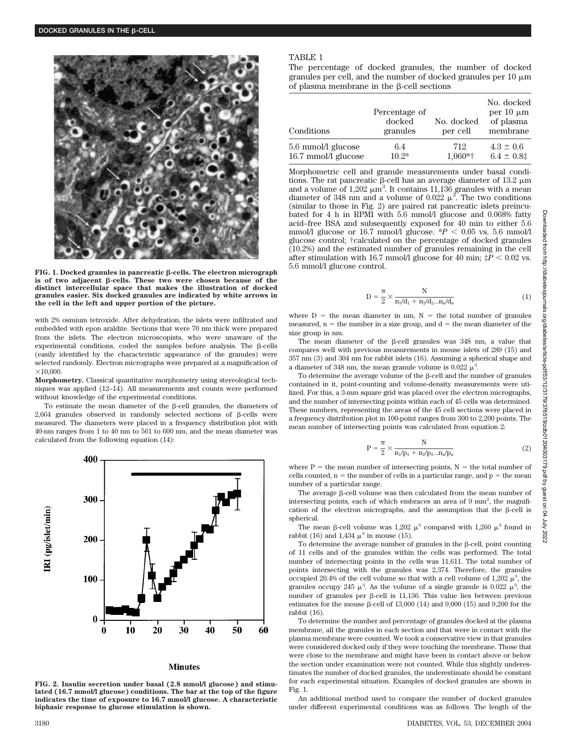FIG. 1. Docked granules in pancreatic β-cells. The electron micrograph is of two adjacent β-cells. These two were chosen because of the distinct intercellular space that makes the illustration of docked granules easier. Six docked granules are indicated by white arrows in the cell in the left and upper portion of the picture.

with 2% osmium tetroxide. After dehydration, the islets were infiltrated and embedded with epon araldite. Sections that were 70 nm thick were prepared from the islets. The electron microscopists, who were unaware of the experimental conditions, coded the samples before analysis. The β-cells (easily identified by the characteristic appearance of the granules) were selected randomly. Electron micrographs were prepared at a magnification of ×10,000.

**Morphometry.** Classical quantitative morphometry using stereological techniques was applied (12–14). All measurements and counts were performed without knowledge of the experimental conditions.

To estimate the mean diameter of the β-cell granules, the diameters of 2,664 granules observed in randomly selected sections of β-cells were measured. The diameters were placed in a frequency distribution plot with 40-nm ranges from 1 to 40 nm to 561 to 600 nm, and the mean diameter was calculated from the following equation (14):

FIG. 2. Insulin secretion under basal (2.8 mmol/l glucose) and stimulated (16.7 mmol/l glucose) conditions. The bar at the top of the figure indicates the time of exposure to 16.7 mmol/l glucose. A characteristic biphasic response to glucose stimulation is shown.

TABLE 1

The percentage of docked granules, the number of docked granules per cell, and the number of docked granules per 10 μm of plasma membrane in the β-cell sections

| Conditions | Percentage of docked granules | No. docked per cell | No. docked per 10 μm of plasma membrane |
|---|---|---|---|
| 5.6 mmol/l glucose | 6.4 | 712 | 4.3 ± 0.6 |
| 16.7 mmol/l glucose | 10.2* | 1,060*† | 6.4 ± 0.8‡ |

Morphometric cell and granule measurements under basal conditions. The rat pancreatic β-cell has an average diameter of 13.2 μm and a volume of 1,202 $\mu m^3$. It contains 11,136 granules with a mean diameter of 348 nm and a volume of 0.022 $\mu^3$. The two conditions (similar to those in Fig. 2) are paired rat pancreatic islets preincubated for 4 h in RPMI with 5.6 mmol/l glucose and 0.068% fatty acid–free BSA and subsequently exposed for 40 min to either 5.6 mmol/l glucose or 16.7 mmol/l glucose. *$P < 0.05$ vs. 5.6 mmol/l glucose control; †calculated on the percentage of docked granules (10.2%) and the estimated number of granules remaining in the cell after stimulation with 16.7 mmol/l glucose for 40 min; ‡$P < 0.02$ vs. 5.6 mmol/l glucose control.

$$D = \frac{\pi}{2} \times \frac{N}{n_1/d_1 + n_2/d_2 ... n_n/d_n} \quad (1)$$

where D = the mean diameter in nm, N = the total number of granules measured, n = the number in a size group, and d = the mean diameter of the size group in nm.

The mean diameter of the β-cell granules was 348 nm, a value that compares well with previous measurements in mouse islets of 289 (15) and 357 nm (3) and 304 nm for rabbit islets (16). Assuming a spherical shape and a diameter of 348 nm, the mean granule volume is 0.022 $\mu^3$.

To determine the average volume of the β-cell and the number of granules contained in it, point-counting and volume-density measurements were utilized. For this, a 3-mm square grid was placed over the electron micrographs, and the number of intersecting points within each of 45 cells was determined. These numbers, representing the areas of the 45 cell sections were placed in a frequency distribution plot in 100-point ranges from 300 to 2,200 points. The mean number of intersecting points was calculated from equation 2:

$$P = \frac{\pi}{2} \times \frac{N}{n_1/p_1 + n_2/p_2 ... n_n/p_n} \quad (2)$$

where P = the mean number of intersecting points, N = the total number of cells counted, n = the number of cells in a particular range, and p = the mean number of a particular range.

The average β-cell volume was then calculated from the mean number of intersecting points, each of which embraces an area of 9 $mm^2$, the magnification of the electron micrographs, and the assumption that the β-cell is spherical.

The mean β-cell volume was 1,202 $\mu^3$ compared with 1,260 $\mu^3$ found in rabbit (16) and 1,434 $\mu^3$ in mouse (15).

To determine the average number of granules in the β-cell, point counting of 11 cells and of the granules within the cells was performed. The total number of intersecting points in the cells was 11,611. The total number of points intersecting with the granules was 2,374. Therefore, the granules occupied 20.4% of the cell volume so that with a cell volume of 1,202 $\mu^3$, the granules occupy 245 $\mu^3$. As the volume of a single granule is 0.022 $\mu^3$, the number of granules per β-cell is 11,136. This value lies between previous estimates for the mouse β-cell of 13,000 (14) and 9,000 (15) and 9,200 for the rabbit (16).

To determine the number and percentage of granules docked at the plasma membrane, all the granules in each section and that were in contact with the plasma membrane were counted. We took a conservative view in that granules were considered docked only if they were touching the membrane. Those that were close to the membrane and might have been in contact above or below the section under examination were not counted. While this slightly underestimates the number of docked granules, the underestimate should be constant for each experimental situation. Examples of docked granules are shown in Fig. 1.

An additional method used to compare the number of docked granules under different experimental conditions was as follows. The length of the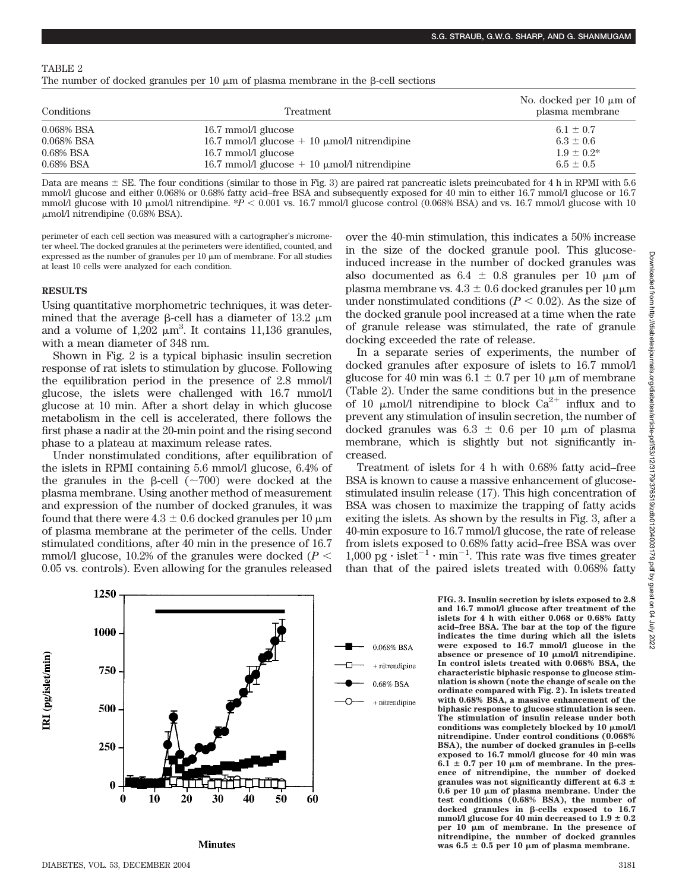TABLE 2

The number of docked granules per 10 μm of plasma membrane in the β-cell sections

| Conditions | Treatment | No. docked per 10 μm of plasma membrane |
|---|---|---|
| 0.068% BSA | 16.7 mmol/l glucose | 6.1 ± 0.7 |
| 0.068% BSA | 16.7 mmol/l glucose + 10 μmol/l nitrendipine | 6.3 ± 0.6 |
| 0.68% BSA | 16.7 mmol/l glucose | 1.9 ± 0.2* |
| 0.68% BSA | 16.7 mmol/l glucose + 10 μmol/l nitrendipine | 6.5 ± 0.5 |

Data are means ± SE. The four conditions (similar to those in Fig. 3) are paired rat pancreatic islets preincubated for 4 h in RPMI with 5.6 mmol/l glucose and either 0.068% or 0.68% fatty acid–free BSA and subsequently exposed for 40 min to either 16.7 mmol/l glucose or 16.7 mmol/l glucose with 10 μmol/l nitrendipine. *$P < 0.001$ vs. 16.7 mmol/l glucose control (0.068% BSA) and vs. 16.7 mmol/l glucose with 10 μmol/l nitrendipine (0.68% BSA).

perimeter of each cell section was measured with a cartographer's micrometer wheel. The docked granules at the perimeters were identified, counted, and expressed as the number of granules per 10 μm of membrane. For all studies at least 10 cells were analyzed for each condition.

## RESULTS

Using quantitative morphometric techniques, it was determined that the average β-cell has a diameter of 13.2 μm and a volume of 1,202 $\mu m^3$. It contains 11,136 granules, with a mean diameter of 348 nm.

Shown in Fig. 2 is a typical biphasic insulin secretion response of rat islets to stimulation by glucose. Following the equilibration period in the presence of 2.8 mmol/l glucose, the islets were challenged with 16.7 mmol/l glucose at 10 min. After a short delay in which glucose metabolism in the cell is accelerated, there follows the first phase a nadir at the 20-min point and the rising second phase to a plateau at maximum release rates.

Under nonstimulated conditions, after equilibration of the islets in RPMI containing 5.6 mmol/l glucose, 6.4% of the granules in the β-cell (~700) were docked at the plasma membrane. Using another method of measurement and expression of the number of docked granules, it was found that there were 4.3 ± 0.6 docked granules per 10 μm of plasma membrane at the perimeter of the cells. Under stimulated conditions, after 40 min in the presence of 16.7 mmol/l glucose, 10.2% of the granules were docked ($P < 0.05$ vs. controls). Even allowing for the granules released over the 40-min stimulation, this indicates a 50% increase in the size of the docked granule pool. This glucose-induced increase in the number of docked granules was also documented as 6.4 ± 0.8 granules per 10 μm of plasma membrane vs. 4.3 ± 0.6 docked granules per 10 μm under nonstimulated conditions ($P < 0.02$). As the size of the docked granule pool increased at a time when the rate of granule release was stimulated, the rate of granule docking exceeded the rate of release.

In a separate series of experiments, the number of docked granules after exposure of islets to 16.7 mmol/l glucose for 40 min was 6.1 ± 0.7 per 10 μm of membrane (Table 2). Under the same conditions but in the presence of 10 μmol/l nitrendipine to block $Ca^{2+}$ influx and to prevent any stimulation of insulin secretion, the number of docked granules was 6.3 ± 0.6 per 10 μm of plasma membrane, which is slightly but not significantly increased.

Treatment of islets for 4 h with 0.68% fatty acid–free BSA is known to cause a massive enhancement of glucose-stimulated insulin release (17). This high concentration of BSA was chosen to maximize the trapping of fatty acids exiting the islets. As shown by the results in Fig. 3, after a 40-min exposure to 16.7 mmol/l glucose, the rate of release from islets exposed to 0.68% fatty acid–free BSA was over 1,000 $pg \cdot islet^{-1} \cdot min^{-1}$. This rate was five times greater than that of the paired islets treated with 0.068% fatty

**FIG. 3. Insulin secretion by islets exposed to 2.8 and 16.7 mmol/l glucose after treatment of the islets for 4 h with either 0.068 or 0.68% fatty acid–free BSA. The bar at the top of the figure indicates the time during which all the islets were exposed to 16.7 mmol/l glucose in the absence or presence of 10 μmol/l nitrendipine. In control islets treated with 0.068% BSA, the characteristic biphasic response to glucose stimulation is shown (note the change of scale on the ordinate compared with Fig. 2). In islets treated with 0.68% BSA, a massive enhancement of the biphasic response to glucose stimulation is seen. The stimulation of insulin release under both conditions was completely blocked by 10 μmol/l nitrendipine. Under control conditions (0.068% BSA), the number of docked granules in β-cells exposed to 16.7 mmol/l glucose for 40 min was 6.1 ± 0.7 per 10 μm of membrane. In the presence of nitrendipine, the number of docked granules was not significantly different at 6.3 ± 0.6 per 10 μm of plasma membrane. Under the test conditions (0.68% BSA), the number of docked granules in β-cells exposed to 16.7 mmol/l glucose for 40 min decreased to 1.9 ± 0.2 per 10 μm of membrane. In the presence of nitrendipine, the number of docked granules was 6.5 ± 0.5 per 10 μm of plasma membrane.**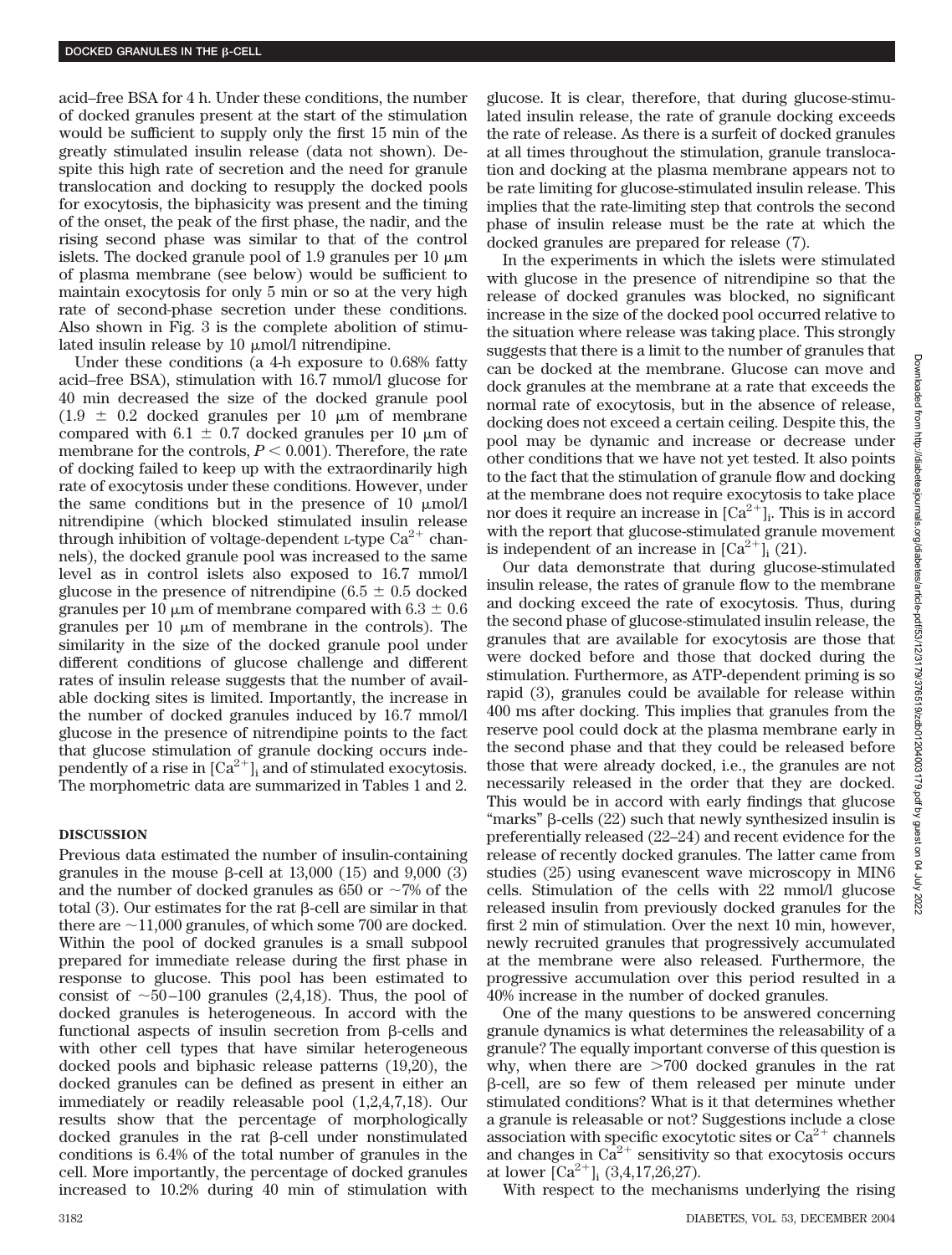acid–free BSA for 4 h. Under these conditions, the number of docked granules present at the start of the stimulation would be sufficient to supply only the first 15 min of the greatly stimulated insulin release (data not shown). Despite this high rate of secretion and the need for granule translocation and docking to resupply the docked pools for exocytosis, the biphasicity was present and the timing of the onset, the peak of the first phase, the nadir, and the rising second phase was similar to that of the control islets. The docked granule pool of 1.9 granules per 10 μm of plasma membrane (see below) would be sufficient to maintain exocytosis for only 5 min or so at the very high rate of second-phase secretion under these conditions. Also shown in Fig. 3 is the complete abolition of stimulated insulin release by 10 μmol/l nitrendipine.

Under these conditions (a 4-h exposure to 0.68% fatty acid–free BSA), stimulation with 16.7 mmol/l glucose for 40 min decreased the size of the docked granule pool (1.9 ± 0.2 docked granules per 10 μm of membrane compared with 6.1 ± 0.7 docked granules per 10 μm of membrane for the controls, $P < 0.001$). Therefore, the rate of docking failed to keep up with the extraordinarily high rate of exocytosis under these conditions. However, under the same conditions but in the presence of 10 μmol/l nitrendipine (which blocked stimulated insulin release through inhibition of voltage-dependent L-type $Ca^{2+}$ channels), the docked granule pool was increased to the same level as in control islets also exposed to 16.7 mmol/l glucose in the presence of nitrendipine (6.5 ± 0.5 docked granules per 10 μm of membrane compared with 6.3 ± 0.6 granules per 10 μm of membrane in the controls). The similarity in the size of the docked granule pool under different conditions of glucose challenge and different rates of insulin release suggests that the number of available docking sites is limited. Importantly, the increase in the number of docked granules induced by 16.7 mmol/l glucose in the presence of nitrendipine points to the fact that glucose stimulation of granule docking occurs independently of a rise in $[Ca^{2+}]_i$ and of stimulated exocytosis. The morphometric data are summarized in Tables 1 and 2.

## DISCUSSION

Previous data estimated the number of insulin-containing granules in the mouse β-cell at 13,000 (15) and 9,000 (3) and the number of docked granules as 650 or ~7% of the total (3). Our estimates for the rat β-cell are similar in that there are ~11,000 granules, of which some 700 are docked. Within the pool of docked granules is a small subpool prepared for immediate release during the first phase in response to glucose. This pool has been estimated to consist of ~50–100 granules (2,4,18). Thus, the pool of docked granules is heterogeneous. In accord with the functional aspects of insulin secretion from β-cells and with other cell types that have similar heterogeneous docked pools and biphasic release patterns (19,20), the docked granules can be defined as present in either an immediately or readily releasable pool (1,2,4,7,18). Our results show that the percentage of morphologically docked granules in the rat β-cell under nonstimulated conditions is 6.4% of the total number of granules in the cell. More importantly, the percentage of docked granules increased to 10.2% during 40 min of stimulation with glucose. It is clear, therefore, that during glucose-stimulated insulin release, the rate of granule docking exceeds the rate of release. As there is a surfeit of docked granules at all times throughout the stimulation, granule translocation and docking at the plasma membrane appears not to be rate limiting for glucose-stimulated insulin release. This implies that the rate-limiting step that controls the second phase of insulin release must be the rate at which the docked granules are prepared for release (7).

In the experiments in which the islets were stimulated with glucose in the presence of nitrendipine so that the release of docked granules was blocked, no significant increase in the size of the docked pool occurred relative to the situation where release was taking place. This strongly suggests that there is a limit to the number of granules that can be docked at the membrane. Glucose can move and dock granules at the membrane at a rate that exceeds the normal rate of exocytosis, but in the absence of release, docking does not exceed a certain ceiling. Despite this, the pool may be dynamic and increase or decrease under other conditions that we have not yet tested. It also points to the fact that the stimulation of granule flow and docking at the membrane does not require exocytosis to take place nor does it require an increase in $[Ca^{2+}]_i$. This is in accord with the report that glucose-stimulated granule movement is independent of an increase in $[Ca^{2+}]_i$ (21).

Our data demonstrate that during glucose-stimulated insulin release, the rates of granule flow to the membrane and docking exceed the rate of exocytosis. Thus, during the second phase of glucose-stimulated insulin release, the granules that are available for exocytosis are those that were docked before and those that docked during the stimulation. Furthermore, as ATP-dependent priming is so rapid (3), granules could be available for release within 400 ms after docking. This implies that granules from the reserve pool could dock at the plasma membrane early in the second phase and that they could be released before those that were already docked, i.e., the granules are not necessarily released in the order that they are docked. This would be in accord with early findings that glucose "marks" β-cells (22) such that newly synthesized insulin is preferentially released (22–24) and recent evidence for the release of recently docked granules. The latter came from studies (25) using evanescent wave microscopy in MIN6 cells. Stimulation of the cells with 22 mmol/l glucose released insulin from previously docked granules for the first 2 min of stimulation. Over the next 10 min, however, newly recruited granules that progressively accumulated at the membrane were also released. Furthermore, the progressive accumulation over this period resulted in a 40% increase in the number of docked granules.

One of the many questions to be answered concerning granule dynamics is what determines the releasability of a granule? The equally important converse of this question is why, when there are >700 docked granules in the rat β-cell, are so few of them released per minute under stimulated conditions? What is it that determines whether a granule is releasable or not? Suggestions include a close association with specific exocytotic sites or $Ca^{2+}$ channels and changes in $Ca^{2+}$ sensitivity so that exocytosis occurs at lower $[Ca^{2+}]_i$ (3,4,17,26,27).

With respect to the mechanisms underlying the rising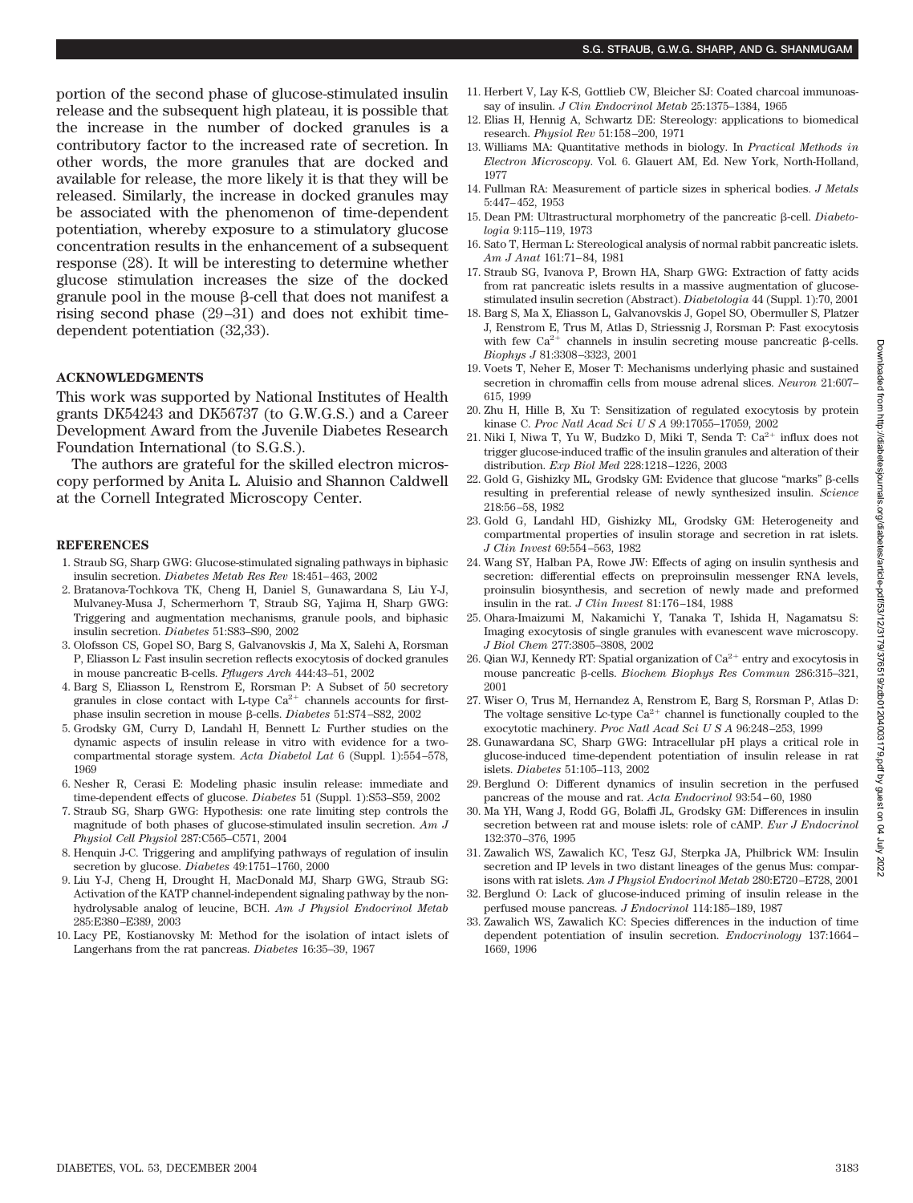portion of the second phase of glucose-stimulated insulin release and the subsequent high plateau, it is possible that the increase in the number of docked granules is a contributory factor to the increased rate of secretion. In other words, the more granules that are docked and available for release, the more likely it is that they will be released. Similarly, the increase in docked granules may be associated with the phenomenon of time-dependent potentiation, whereby exposure to a stimulatory glucose concentration results in the enhancement of a subsequent response (28). It will be interesting to determine whether glucose stimulation increases the size of the docked granule pool in the mouse β-cell that does not manifest a rising second phase (29–31) and does not exhibit time-dependent potentiation (32,33).

## ACKNOWLEDGMENTS

This work was supported by National Institutes of Health grants DK54243 and DK56737 (to G.W.G.S.) and a Career Development Award from the Juvenile Diabetes Research Foundation International (to S.G.S.).

The authors are grateful for the skilled electron microscopy performed by Anita L. Aluisio and Shannon Caldwell at the Cornell Integrated Microscopy Center.

## REFERENCES

1. Straub SG, Sharp GWG: Glucose-stimulated signaling pathways in biphasic insulin secretion. *Diabetes Metab Res Rev* 18:451–463, 2002
2. Bratanova-Tochkova TK, Cheng H, Daniel S, Gunawardana S, Liu Y-J, Mulvaney-Musa J, Schermerhorn T, Straub SG, Yajima H, Sharp GWG: Triggering and augmentation mechanisms, granule pools, and biphasic insulin secretion. *Diabetes* 51:S83–S90, 2002
3. Olofsson CS, Gopel SO, Barg S, Galvanovskis J, Ma X, Salehi A, Rorsman P, Eliasson L: Fast insulin secretion reflects exocytosis of docked granules in mouse pancreatic B-cells. *Pflugers Arch* 444:43–51, 2002
4. Barg S, Eliasson L, Renstrom E, Rorsman P: A Subset of 50 secretory granules in close contact with L-type $Ca^{2+}$ channels accounts for first-phase insulin secretion in mouse β-cells. *Diabetes* 51:S74–S82, 2002
5. Grodsky GM, Curry D, Landahl H, Bennett L: Further studies on the dynamic aspects of insulin release in vitro with evidence for a two-compartmental storage system. *Acta Diabetol Lat* 6 (Suppl. 1):554–578, 1969
6. Nesher R, Cerasi E: Modeling phasic insulin release: immediate and time-dependent effects of glucose. *Diabetes* 51 (Suppl. 1):S53–S59, 2002
7. Straub SG, Sharp GWG: Hypothesis: one rate limiting step controls the magnitude of both phases of glucose-stimulated insulin secretion. *Am J Physiol Cell Physiol* 287:C565–C571, 2004
8. Henquin J-C. Triggering and amplifying pathways of regulation of insulin secretion by glucose. *Diabetes* 49:1751–1760, 2000
9. Liu Y-J, Cheng H, Drought H, MacDonald MJ, Sharp GWG, Straub SG: Activation of the KATP channel-independent signaling pathway by the nonhydrolysable analog of leucine, BCH. *Am J Physiol Endocrinol Metab* 285:E380–E389, 2003
10. Lacy PE, Kostianovsky M: Method for the isolation of intact islets of Langerhans from the rat pancreas. *Diabetes* 16:35–39, 1967
11. Herbert V, Lay K-S, Gottlieb CW, Bleicher SJ: Coated charcoal immunoassay of insulin. *J Clin Endocrinol Metab* 25:1375–1384, 1965
12. Elias H, Hennig A, Schwartz DE: Stereology: applications to biomedical research. *Physiol Rev* 51:158–200, 1971
13. Williams MA: Quantitative methods in biology. In *Practical Methods in Electron Microscopy*. Vol. 6. Glauert AM, Ed. New York, North-Holland, 1977
14. Fullman RA: Measurement of particle sizes in spherical bodies. *J Metals* 5:447–452, 1953
15. Dean PM: Ultrastructural morphometry of the pancreatic β-cell. *Diabetologia* 9:115–119, 1973
16. Sato T, Herman L: Stereological analysis of normal rabbit pancreatic islets. *Am J Anat* 161:71–84, 1981
17. Straub SG, Ivanova P, Brown HA, Sharp GWG: Extraction of fatty acids from rat pancreatic islets results in a massive augmentation of glucose-stimulated insulin secretion (Abstract). *Diabetologia* 44 (Suppl. 1):70, 2001
18. Barg S, Ma X, Eliasson L, Galvanovskis J, Gopel SO, Obermuller S, Platzer J, Renstrom E, Trus M, Atlas D, Striessnig J, Rorsman P: Fast exocytosis with few $Ca^{2+}$ channels in insulin secreting mouse pancreatic β-cells. *Biophys J* 81:3308–3323, 2001
19. Voets T, Neher E, Moser T: Mechanisms underlying phasic and sustained secretion in chromaffin cells from mouse adrenal slices. *Neuron* 21:607–615, 1999
20. Zhu H, Hille B, Xu T: Sensitization of regulated exocytosis by protein kinase C. *Proc Natl Acad Sci U S A* 99:17055–17059, 2002
21. Niki I, Niwa T, Yu W, Budzko D, Miki T, Senda T: $Ca^{2+}$ influx does not trigger glucose-induced traffic of the insulin granules and alteration of their distribution. *Exp Biol Med* 228:1218–1226, 2003
22. Gold G, Gishizky ML, Grodsky GM: Evidence that glucose "marks" β-cells resulting in preferential release of newly synthesized insulin. *Science* 218:56–58, 1982
23. Gold G, Landahl HD, Gishizky ML, Grodsky GM: Heterogeneity and compartmental properties of insulin storage and secretion in rat islets. *J Clin Invest* 69:554–563, 1982
24. Wang SY, Halban PA, Rowe JW: Effects of aging on insulin synthesis and secretion: differential effects on preproinsulin messenger RNA levels, proinsulin biosynthesis, and secretion of newly made and preformed insulin in the rat. *J Clin Invest* 81:176–184, 1988
25. Ohara-Imaizumi M, Nakamichi Y, Tanaka T, Ishida H, Nagamatsu S: Imaging exocytosis of single granules with evanescent wave microscopy. *J Biol Chem* 277:3805–3808, 2002
26. Qian WJ, Kennedy RT: Spatial organization of $Ca^{2+}$ entry and exocytosis in mouse pancreatic β-cells. *Biochem Biophys Res Commun* 286:315–321, 2001
27. Wiser O, Trus M, Hernandez A, Renstrom E, Barg S, Rorsman P, Atlas D: The voltage sensitive Lc-type $Ca^{2+}$ channel is functionally coupled to the exocytotic machinery. *Proc Natl Acad Sci U S A* 96:248–253, 1999
28. Gunawardana SC, Sharp GWG: Intracellular pH plays a critical role in glucose-induced time-dependent potentiation of insulin release in rat islets. *Diabetes* 51:105–113, 2002
29. Berglund O: Different dynamics of insulin secretion in the perfused pancreas of the mouse and rat. *Acta Endocrinol* 93:54–60, 1980
30. Ma YH, Wang J, Rodd GG, Bolaffi JL, Grodsky GM: Differences in insulin secretion between rat and mouse islets: role of cAMP. *Eur J Endocrinol* 132:370–376, 1995
31. Zawalich WS, Zawalich KC, Tesz GJ, Sterpka JA, Philbrick WM: Insulin secretion and IP levels in two distant lineages of the genus Mus: comparisons with rat islets. *Am J Physiol Endocrinol Metab* 280:E720–E728, 2001
32. Berglund O: Lack of glucose-induced priming of insulin release in the perfused mouse pancreas. *J Endocrinol* 114:185–189, 1987
33. Zawalich WS, Zawalich KC: Species differences in the induction of time dependent potentiation of insulin secretion. *Endocrinology* 137:1664–1669, 1996